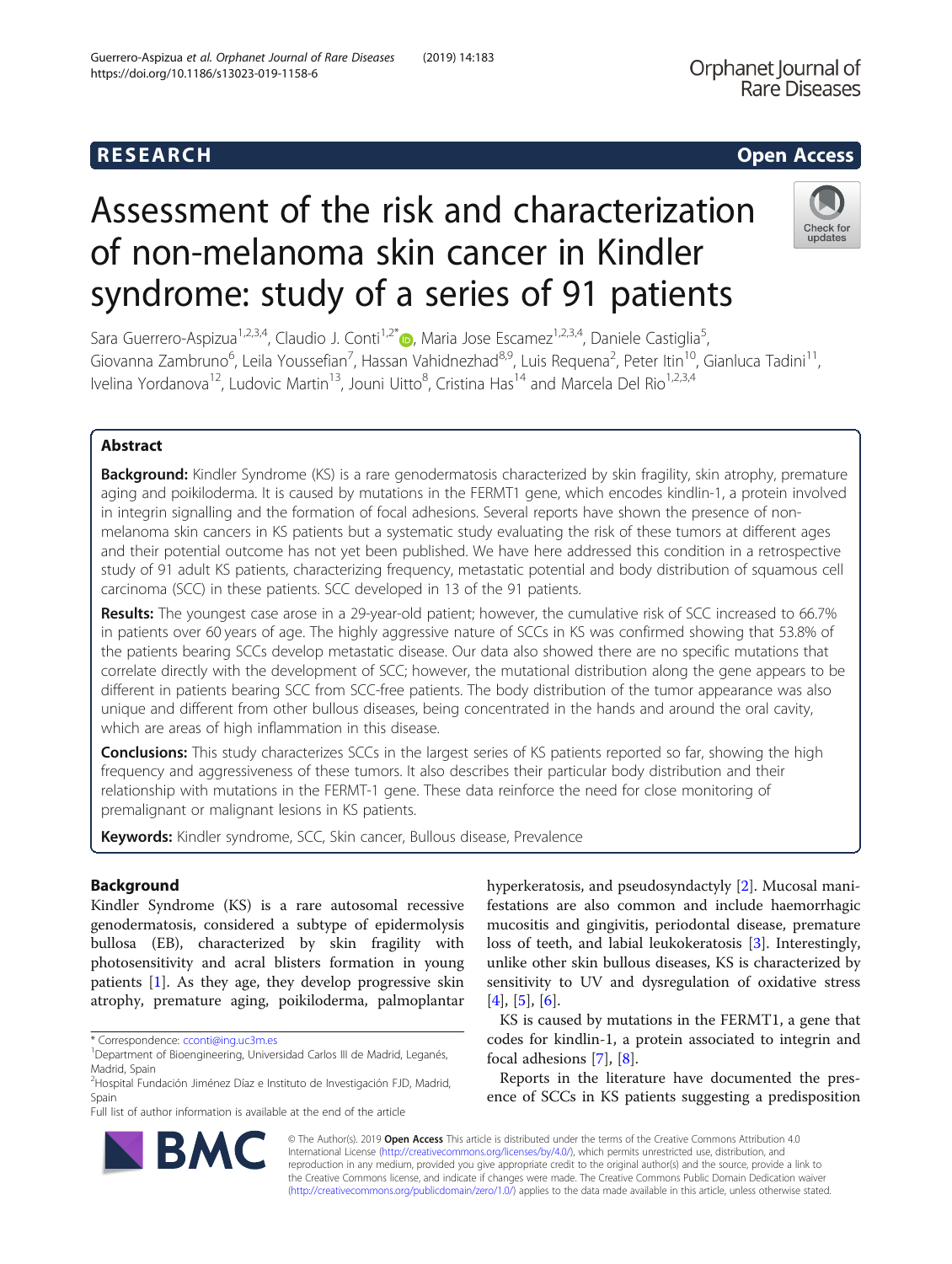RESEARCH

Open Access

# Assessment of the risk and characterization of non-melanoma skin cancer in Kindler syndrome: study of a series of 91 patients

Sara Guerrero-Aspizua[1,2,3,4], Claudio J. Conti[1,2*], Maria Jose Escamez[1,2,3,4], Daniele Castiglia[5], Giovanna Zambruno[6], Leila Youssefian[7], Hassan Vahidnezhad[8,9], Luis Requena[2], Peter Itin[10], Gianluca Tadini[11], Ivelina Yordanova[12], Ludovic Martin[13], Jouni Uitto[8], Cristina Has[14] and Marcela Del Rio[1,2,3,4]

## Abstract

**Background:** Kindler Syndrome (KS) is a rare genodermatosis characterized by skin fragility, skin atrophy, premature aging and poikiloderma. It is caused by mutations in the FERMT1 gene, which encodes kindlin-1, a protein involved in integrin signalling and the formation of focal adhesions. Several reports have shown the presence of non-melanoma skin cancers in KS patients but a systematic study evaluating the risk of these tumors at different ages and their potential outcome has not yet been published. We have here addressed this condition in a retrospective study of 91 adult KS patients, characterizing frequency, metastatic potential and body distribution of squamous cell carcinoma (SCC) in these patients. SCC developed in 13 of the 91 patients.

**Results:** The youngest case arose in a 29-year-old patient; however, the cumulative risk of SCC increased to 66.7% in patients over 60 years of age. The highly aggressive nature of SCCs in KS was confirmed showing that 53.8% of the patients bearing SCCs develop metastatic disease. Our data also showed there are no specific mutations that correlate directly with the development of SCC; however, the mutational distribution along the gene appears to be different in patients bearing SCC from SCC-free patients. The body distribution of the tumor appearance was also unique and different from other bullous diseases, being concentrated in the hands and around the oral cavity, which are areas of high inflammation in this disease.

**Conclusions:** This study characterizes SCCs in the largest series of KS patients reported so far, showing the high frequency and aggressiveness of these tumors. It also describes their particular body distribution and their relationship with mutations in the FERMT-1 gene. These data reinforce the need for close monitoring of premalignant or malignant lesions in KS patients.

**Keywords:** Kindler syndrome, SCC, Skin cancer, Bullous disease, Prevalence

## Background

Kindler Syndrome (KS) is a rare autosomal recessive genodermatosis, considered a subtype of epidermolysis bullosa (EB), characterized by skin fragility with photosensitivity and acral blisters formation in young patients [1]. As they age, they develop progressive skin atrophy, premature aging, poikiloderma, palmoplantar hyperkeratosis, and pseudosyndactyly [2]. Mucosal manifestations are also common and include haemorrhagic mucositis and gingivitis, periodontal disease, premature loss of teeth, and labial leukokeratosis [3]. Interestingly, unlike other skin bullous diseases, KS is characterized by sensitivity to UV and dysregulation of oxidative stress [4], [5], [6].

KS is caused by mutations in the FERMT1, a gene that codes for kindlin-1, a protein associated to integrin and focal adhesions [7], [8].

Reports in the literature have documented the presence of SCCs in KS patients suggesting a predisposition

* Correspondence: cconti@ing.uc3m.es
[1]Department of Bioengineering, Universidad Carlos III de Madrid, Leganés, Madrid, Spain
[2]Hospital Fundación Jiménez Díaz e Instituto de Investigación FJD, Madrid, Spain
Full list of author information is available at the end of the article

© The Author(s). 2019 **Open Access** This article is distributed under the terms of the Creative Commons Attribution 4.0 International License (http://creativecommons.org/licenses/by/4.0/), which permits unrestricted use, distribution, and reproduction in any medium, provided you give appropriate credit to the original author(s) and the source, provide a link to the Creative Commons license, and indicate if changes were made. The Creative Commons Public Domain Dedication waiver (http://creativecommons.org/publicdomain/zero/1.0/) applies to the data made available in this article, unless otherwise stated.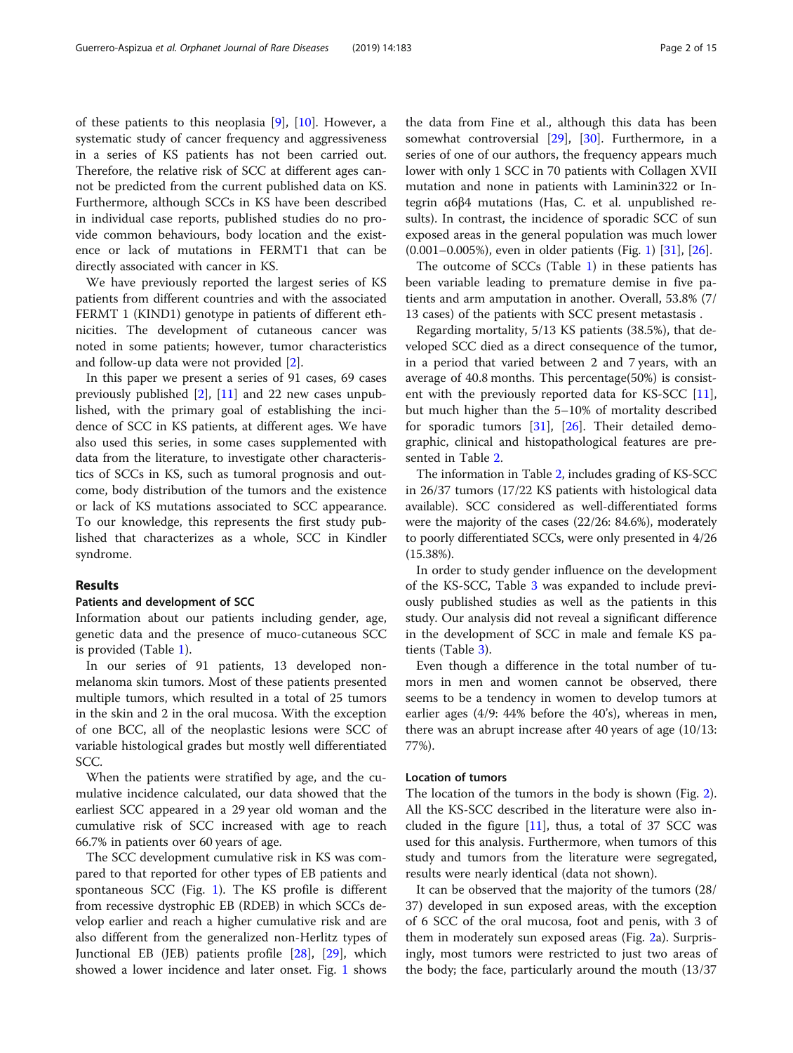of these patients to this neoplasia [9], [10]. However, a systematic study of cancer frequency and aggressiveness in a series of KS patients has not been carried out. Therefore, the relative risk of SCC at different ages cannot be predicted from the current published data on KS. Furthermore, although SCCs in KS have been described in individual case reports, published studies do no provide common behaviours, body location and the existence or lack of mutations in FERMT1 that can be directly associated with cancer in KS.

We have previously reported the largest series of KS patients from different countries and with the associated FERMT 1 (KIND1) genotype in patients of different ethnicities. The development of cutaneous cancer was noted in some patients; however, tumor characteristics and follow-up data were not provided [2].

In this paper we present a series of 91 cases, 69 cases previously published [2], [11] and 22 new cases unpublished, with the primary goal of establishing the incidence of SCC in KS patients, at different ages. We have also used this series, in some cases supplemented with data from the literature, to investigate other characteristics of SCCs in KS, such as tumoral prognosis and outcome, body distribution of the tumors and the existence or lack of KS mutations associated to SCC appearance. To our knowledge, this represents the first study published that characterizes as a whole, SCC in Kindler syndrome.

## Results

### Patients and development of SCC

Information about our patients including gender, age, genetic data and the presence of muco-cutaneous SCC is provided (Table 1).

In our series of 91 patients, 13 developed non-melanoma skin tumors. Most of these patients presented multiple tumors, which resulted in a total of 25 tumors in the skin and 2 in the oral mucosa. With the exception of one BCC, all of the neoplastic lesions were SCC of variable histological grades but mostly well differentiated SCC.

When the patients were stratified by age, and the cumulative incidence calculated, our data showed that the earliest SCC appeared in a 29 year old woman and the cumulative risk of SCC increased with age to reach 66.7% in patients over 60 years of age.

The SCC development cumulative risk in KS was compared to that reported for other types of EB patients and spontaneous SCC (Fig. 1). The KS profile is different from recessive dystrophic EB (RDEB) in which SCCs develop earlier and reach a higher cumulative risk and are also different from the generalized non-Herlitz types of Junctional EB (JEB) patients profile [28], [29], which showed a lower incidence and later onset. Fig. 1 shows the data from Fine et al., although this data has been somewhat controversial [29], [30]. Furthermore, in a series of one of our authors, the frequency appears much lower with only 1 SCC in 70 patients with Collagen XVII mutation and none in patients with Laminin322 or Integrin α6β4 mutations (Has, C. et al. unpublished results). In contrast, the incidence of sporadic SCC of sun exposed areas in the general population was much lower (0.001–0.005%), even in older patients (Fig. 1) [31], [26].

The outcome of SCCs (Table 1) in these patients has been variable leading to premature demise in five patients and arm amputation in another. Overall, 53.8% (7/13 cases) of the patients with SCC present metastasis .

Regarding mortality, 5/13 KS patients (38.5%), that developed SCC died as a direct consequence of the tumor, in a period that varied between 2 and 7 years, with an average of 40.8 months. This percentage(50%) is consistent with the previously reported data for KS-SCC [11], but much higher than the 5–10% of mortality described for sporadic tumors [31], [26]. Their detailed demographic, clinical and histopathological features are presented in Table 2.

The information in Table 2, includes grading of KS-SCC in 26/37 tumors (17/22 KS patients with histological data available). SCC considered as well-differentiated forms were the majority of the cases (22/26: 84.6%), moderately to poorly differentiated SCCs, were only presented in 4/26 (15.38%).

In order to study gender influence on the development of the KS-SCC, Table 3 was expanded to include previously published studies as well as the patients in this study. Our analysis did not reveal a significant difference in the development of SCC in male and female KS patients (Table 3).

Even though a difference in the total number of tumors in men and women cannot be observed, there seems to be a tendency in women to develop tumors at earlier ages (4/9: 44% before the 40's), whereas in men, there was an abrupt increase after 40 years of age (10/13: 77%).

### Location of tumors

The location of the tumors in the body is shown (Fig. 2). All the KS-SCC described in the literature were also included in the figure [11], thus, a total of 37 SCC was used for this analysis. Furthermore, when tumors of this study and tumors from the literature were segregated, results were nearly identical (data not shown).

It can be observed that the majority of the tumors (28/37) developed in sun exposed areas, with the exception of 6 SCC of the oral mucosa, foot and penis, with 3 of them in moderately sun exposed areas (Fig. 2a). Surprisingly, most tumors were restricted to just two areas of the body; the face, particularly around the mouth (13/37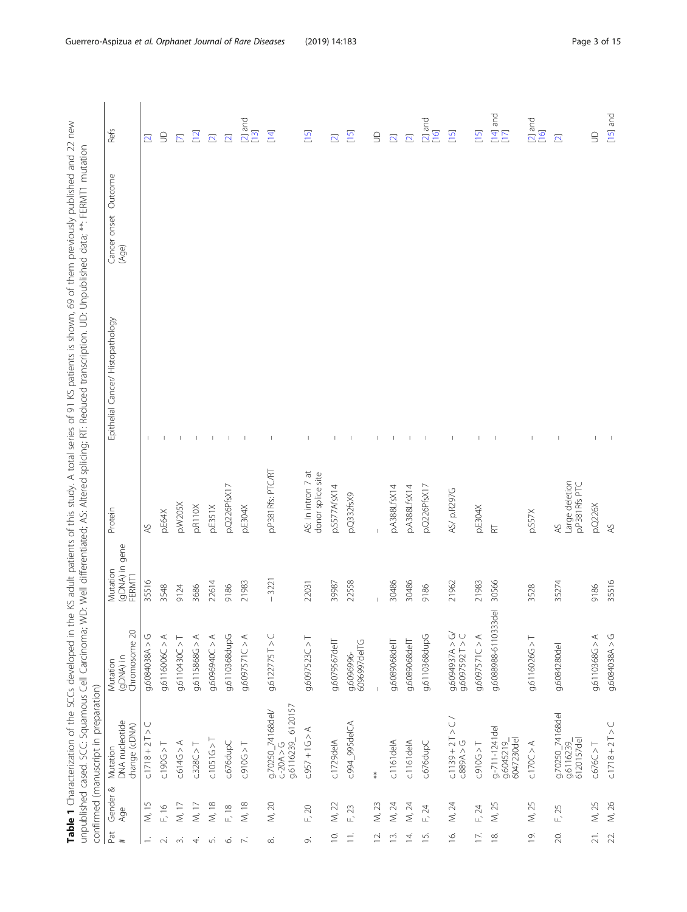**Table 1** Characterization of the SCCs developed in the KS adult patients of this study. A total series of 91 KS patients is shown, 69 of them previously published and 22 new unpublished cased. SCC: Squamous Cell Carcinoma; WD: Well differentiated; AS: Altered splicing; RT: Reduced transcription. UD: Unpublished data; **: FERMT1 mutation confirmed (manuscript in preparation)

| Pat # | Gender & Age | Mutation DNA nucleotide change (cDNA) | Mutation (gDNA) in Chromosome 20 | Mutation (gDNA) in gene FERMT1 | Protein | Epithelial Cancer/ Histopathology | Cancer onset (Age) | Outcome | Refs |
|---|---|---|---|---|---|---|---|---|---|
| 1. | M, 15 | c.1718 + 2 T > C | g.6084038A > G | 35516 | AS | – | | | [2] |
| 2. | F, 16 | c.190G > T | g.6116006C > A | 3548 | p.E64X | – | | | UD |
| 3. | M, 17 | c.614G > A | g.6110430C > T | 9124 | p.W205X | – | | | [7] |
| 4. | M, 17 | c.328C > T | g.6115868G > A | 3686 | p.R110X | – | | | [12] |
| 5. | M, 18 | c.1051G > T | g.6096940C > A | 22614 | p.E351X | – | | | [2] |
| 6. | F, 18 | c.676dupC | g.6110368dupG | 9186 | p.Q226PfsX17 | – | | | [2] |
| 7. | M, 18 | c.910G > T | g.6097571C > A | 21983 | p.E304X | – | | | [2] and [13] |
| 8. | M, 20 | g.70250_74168del/ c.-20A > G g.6116239_ 6120157 | g.6122775T > C | − 3221 | p.P381Rfs: PTC/RT | – | | | [14] |
| 9. | F, 20 | c.957 + 1G > A | g.6097523C > T | 22031 | AS: In intron 7 at donor splice site | – | | | [15] |
| 10. | M, 22 | c.1729delA | g.6079567delT | 39987 | p.S577AfsX14 | – | | | [2] |
| 11. | F, 23 | c.994_995delCA | g.6096996-6096997delTG | 22558 | p.Q332fsX9 | – | | | [15] |
| 12. | M, 23 | ** | – | – | – | – | | | UD |
| 13. | M, 24 | c.1161delA | g.6089068delT | 30486 | p.A388LfsX14 | – | | | [2] |
| 14. | M, 24 | c.1161delA | g.6089068delT | 30486 | p.A388LfsX14 | – | | | [2] |
| 15. | F, 24 | c.676dupC | g.6110368dupG | 9186 | p.Q226PfsX17 | – | | | [2] and [16] |
| 16. | M, 24 | c.1139 + 2 T > C / c.889A > G | g.6094937A > G/ g.6097592 T > C | 21962 | AS/ p.R297G | – | | | [15] |
| 17. | F, 24 | c.910G > T | g.6097571C > A | 21983 | p.E304X | – | | | [15] |
| 18. | M, 25 | g.-711-1241del g.6045219_ 6047230del | g.6088988-6110333del | 30566 | RT | – | | | [14] and [17] |
| 19. | M, 25 | c.170C > A | g.6116026G > T | 3528 | p.S57X | – | | | [2] and [16] |
| 20. | F, 25 | g.70250_74168del g.6116239_ 6120157del | g.6084280del | 35274 | AS Large deletion p.P381Rfs PTC | – | | | [2] |
| 21. | M, 25 | c.676C > T | g.6110368G > A | 9186 | p.Q226X | – | | | UD |
| 22. | M, 26 | c.1718 + 2 T > C | g.6084038A > G | 35516 | AS | – | | | [15] and |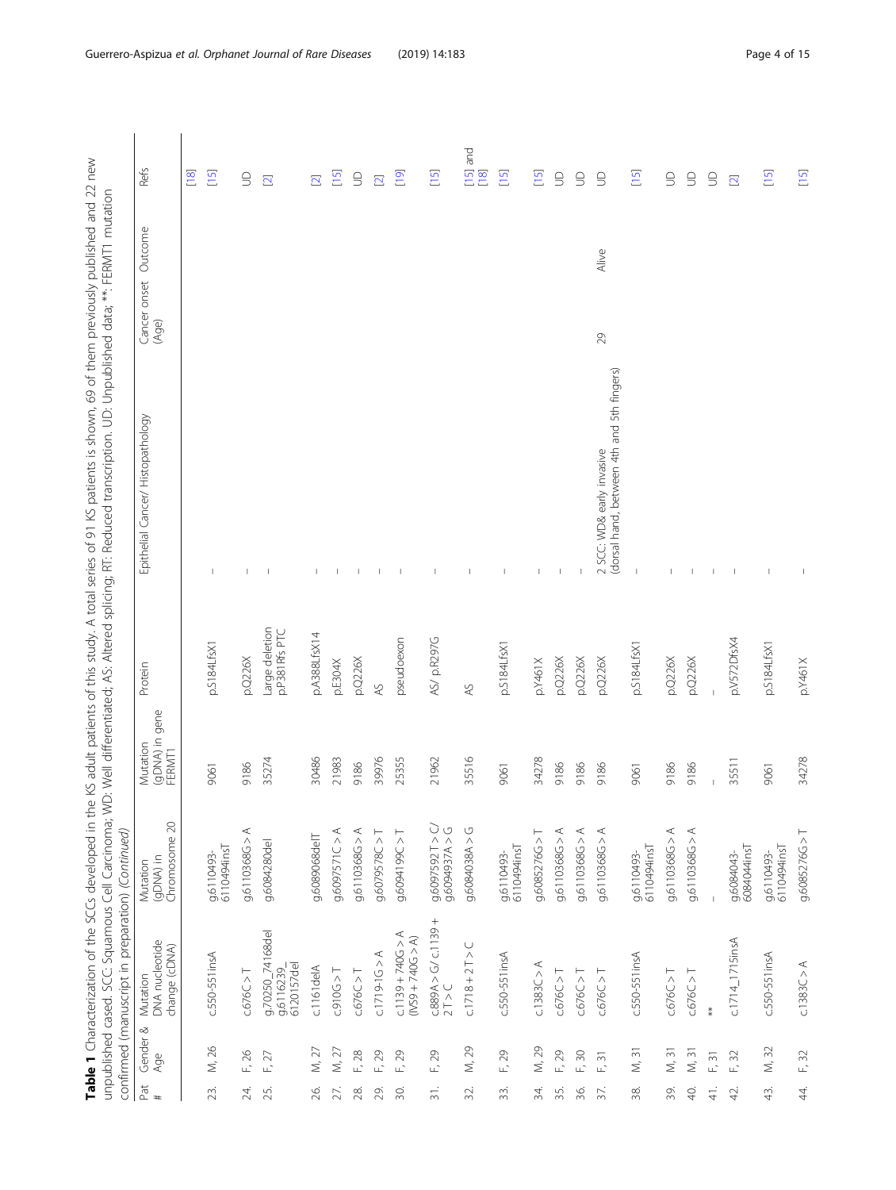**Table 1** Characterization of the SCCs developed in the KS adult patients of this study. A total series of 91 KS patients is shown, 69 of them previously published and 22 new unpublished cased. SCC: Squamous Cell Carcinoma; WD: Well differentiated; AS: Altered splicing; RT: Reduced transcription. UD: Unpublished data; **: FERMT1 mutation confirmed (manuscript in preparation) *(Continued)*

| Pat # | Gender & Age | Mutation DNA nucleotide change (cDNA) | Mutation (gDNA) in Chromosome 20 | Mutation (gDNA) in gene FERMT1 | Protein | Epithelial Cancer/ Histopathology | Cancer onset (Age) | Outcome | Refs |
|---|---|---|---|---|---|---|---|---|---|
| | | | | | | | | | [18] |
| 23. | M, 26 | c.550-551insA | g.6110493-6110494insT | 9061 | p.S184LfsX1 | – | | | [15] |
| 24. | F, 26 | c.676C > T | g.6110368G > A | 9186 | p.Q226X | – | | | UD |
| 25. | F, 27 | g.70250_74168del g.6116239_6120157del | g.6084280del | 35274 | Large deletion p.P381Rfs PTC | – | | | [2] |
| 26. | M, 27 | c.1161delA | g.6089068delT | 30486 | p.A388LfsX14 | – | | | [2] |
| 27. | M, 27 | c.910G > T | g.6097571C > A | 21983 | p.E304X | – | | | [15] |
| 28. | F, 28 | c.676C > T | g.6110368G > A | 9186 | p.Q226X | – | | | UD |
| 29. | F, 29 | c.1719-1G > A | g.6079578C > T | 39976 | AS | – | | | [2] |
| 30. | F, 29 | c.1139 + 740G > A (IVS9 + 740G > A) | g.6094199C > T | 25355 | pseudoexon | – | | | [19] |
| 31. | F, 29 | c.889A > G/ c.1139 + 2T > C | g.6097592T > C/ g.6094937A > G | 21962 | AS/ p.R297G | – | | | [15] |
| 32. | M, 29 | c.1718 + 2T > C | g.6084038A > G | 35516 | AS | – | | | [15] and [18] |
| 33. | F, 29 | c.550-551insA | g.6110493-6110494insT | 9061 | p.S184LfsX1 | – | | | [15] |
| 34. | M, 29 | c.1383C > A | g.6085276G > T | 34278 | p.Y461X | – | | | [15] |
| 35. | F, 29 | c.676C > T | g.6110368G > A | 9186 | p.Q226X | – | | | UD |
| 36. | F, 30 | c.676C > T | g.6110368G > A | 9186 | p.Q226X | – | | | UD |
| 37. | F, 31 | c.676C > T | g.6110368G > A | 9186 | p.Q226X | 2 SCC: WD& early invasive (dorsal hand, between 4th and 5th fingers) | 29 | Alive | UD |
| 38. | M, 31 | c.550-551insA | g.6110493-6110494insT | 9061 | p.S184LfsX1 | – | | | [15] |
| 39. | M, 31 | c.676C > T | g.6110368G > A | 9186 | p.Q226X | – | | | UD |
| 40. | M, 31 | c.676C > T | g.6110368G > A | 9186 | p.Q226X | – | | | UD |
| 41. | F, 31 | ** | – | – | – | – | | | UD |
| 42. | F, 32 | c.1714_1715insA | g.6084043-6084044insT | 35511 | p.V572DfsX4 | – | | | [2] |
| 43. | M, 32 | c.550-551insA | g.6110493-6110494insT | 9061 | p.S184LfsX1 | – | | | [15] |
| 44. | F, 32 | c.1383C > A | g.6085276G > T | 34278 | p.Y461X | – | | | [15] |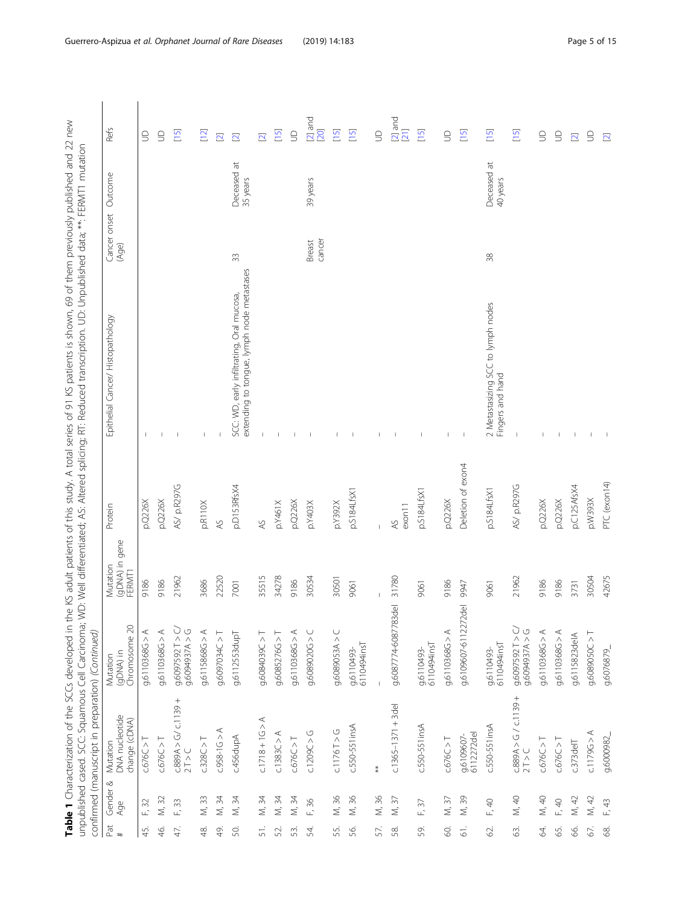**Table 1** Characterization of the SCCs developed in the KS adult patients of this study. A total series of 91 KS patients is shown, 69 of them previously published and 22 new unpublished cased. SCC: Squamous Cell Carcinoma; WD: Well differentiated; AS: Altered splicing; RT: Reduced transcription. UD: Unpublished data; **: FERMT1 mutation confirmed (manuscript in preparation) *(Continued)*

| Pat # | Gender & Age | Mutation DNA nucleotide change (cDNA) | Mutation (gDNA) in Chromosome 20 | Mutation (gDNA) in gene FERMT1 | Protein | Epithelial Cancer/ Histopathology | Cancer onset (Age) | Outcome | Refs |
|---|---|---|---|---|---|---|---|---|---|
| 45. | F, 32 | c.676C > T | g.6110368G > A | 9186 | p.Q226X | – | | | UD |
| 46. | M, 32 | c.676C > T | g.6110368G > A | 9186 | p.Q226X | – | | | UD |
| 47. | F, 33 | c.889A > G/ c.1139 + 2 T > C | g.6097592 T > C/ g.6094937A > G | 21962 | AS/ p.R297G | – | | | [15] |
| 48. | M, 33 | c.328C > T | g.6115868G > A | 3686 | p.R110X | – | | | [12] |
| 49. | M, 34 | c.958-1G > A | g.6097034C > T | 22520 | AS | – | | | [2] |
| 50. | M, 34 | c.456dupA | g.6112553dupT | 7001 | p.D153RfsX4 | SCC: WD, early infiltrating, Oral mucosa, extending to tongue, lymph node metastases | 33 | Deceased at 35 years | [2] |
| 51. | M, 34 | c.1718 + 1G > A | g.6084039C > T | 35515 | AS | – | | | [2] |
| 52. | M, 34 | c.1383C > A | g.6085276G > T | 34278 | p.Y461X | – | | | [15] |
| 53. | M, 34 | c.676C > T | g.6110368G > A | 9186 | p.Q226X | – | | | UD |
| 54. | F, 36 | c.1209C > G | g.6089020G > C | 30534 | p.Y403X | – | Breast cancer | 39 years | [2] and [20] |
| 55. | M, 36 | c.1176 T > G | g.6089053A > C | 30501 | p.Y392X | – | | | [15] |
| 56. | M, 36 | c.550-551insA | g.6110493-6110494insT | 9061 | p.S184LfsX1 | – | | | [15] |
| 57. | M, 36 | ** | – | – | – | – | | | UD |
| 58. | M, 37 | c.1365–1371 + 3del | g.6087774-6087783del | 31780 | AS exon11 | – | | | [2] and [21] |
| 59. | F, 37 | c.550-551insA | g.6110493-6110494insT | 9061 | p.S184LfsX1 | – | | | [15] |
| 60. | M, 37 | c.676C > T | g.6110368G > A | 9186 | p.Q226X | – | | | UD |
| 61. | M, 39 | g.6109607-6112272del | g.6109607-6112272del | 9947 | Deletion of exon4 | – | | | [15] |
| 62. | F, 40 | c.550-551insA | g.6110493-6110494insT | 9061 | p.S184LfsX1 | 2 Metastasizing SCC to lymph nodes Fingers and hand | 38 | Deceased at 40 years | [15] |
| 63. | M, 40 | c.889A > G / c.1139 + 2 T > C | g.6097592 T > C/ g.6094937A > G | 21962 | AS/ p.R297G | – | | | [15] |
| 64. | M, 40 | c.676C > T | g.6110368G > A | 9186 | p.Q226X | – | | | UD |
| 65. | F, 40 | c.676C > T | g.6110368G > A | 9186 | p.Q226X | – | | | UD |
| 66. | M, 42 | c.373delT | g.6115823delA | 3731 | p.C125AfsX4 | – | | | [2] |
| 67. | M, 42 | c.1179G > A | g.6089050C > T | 30504 | p.W393X | – | | | UD |
| 68. | F, 43 | g.6000982_ | g.6076879_ | 42675 | PTC (exon14) | – | | | [2] |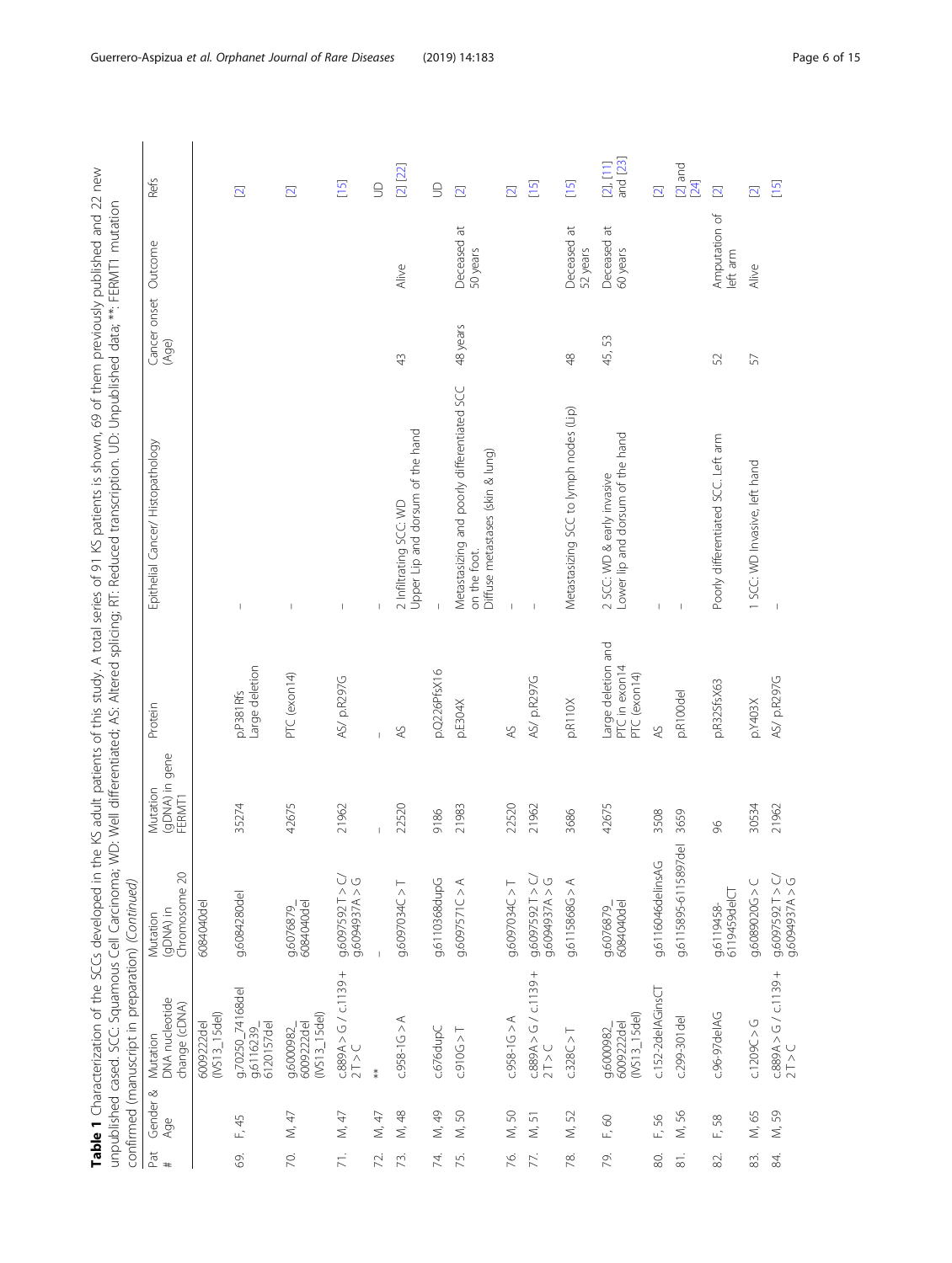**Table 1** Characterization of the SCCs developed in the KS adult patients of this study. A total series of 91 KS patients is shown, 69 of them previously published and 22 new unpublished cased. SCC: Squamous Cell Carcinoma; WD: Well differentiated; AS: Altered splicing; RT: Reduced transcription. UD: Unpublished data; **: FERMT1 mutation confirmed (manuscript in preparation) *(Continued)*

| Pat # | Gender & Age | Mutation DNA nucleotide change (cDNA) | Mutation (gDNA) in Chromosome 20 | Mutation (gDNA) in gene FERMT1 | Protein | Epithelial Cancer/ Histopathology | Cancer onset (Age) | Outcome | Refs |
|---|---|---|---|---|---|---|---|---|---|
| | | 6009222del (IVS13_15del) | 6084040del | | | | | | |
| 69. | F, 45 | g.70250_74168del g.6116239_6120157del | g.6084280del | 35274 | p.P381Rfs Large deletion | – | | | [2] |
| 70. | M, 47 | g.6000982_6009222del (IVS13_15del) | g.6076879_6084040del | 42675 | PTC (exon14) | – | | | [2] |
| 71. | M, 47 | c.889A > G / c.1139 + 2 T > C | g.6097592 T > C/ g.6094937A > G | 21962 | AS/ p.R297G | – | | | [15] |
| 72. | M, 47 | ** | – | – | – | – | | | UD |
| 73. | M, 48 | c.958-1G > A | g.6097034C > T | 22520 | AS | 2 Infiltrating SCC: WD Upper Lip and dorsum of the hand | 43 | Alive | [2] [22] |
| 74. | M, 49 | c.676dupC | g.6110368dupG | 9186 | p.Q226PfsX16 | – | | | UD |
| 75. | M, 50 | c.910G > T | g.6097571C > A | 21983 | p.E304X | Metastasizing and poorly differentiated SCC on the foot. Diffuse metastases (skin & lung) | 48 years | Deceased at 50 years | [2] |
| 76. | M, 50 | c.958-1G > A | g.6097034C > T | 22520 | AS | – | | | [2] |
| 77. | M, 51 | c.889A > G / c.1139 + 2 T > C | g.6097592 T > C/ g.6094937A > G | 21962 | AS/ p.R297G | – | | | [15] |
| 78. | M, 52 | c.328C > T | g.6115868G > A | 3686 | p.R110X | Metastasizing SCC to lymph nodes (Lip) | 48 | Deceased at 52 years | [15] |
| 79. | F, 60 | g.6000982_6009222del (IVS13_15del) | g.6076879_6084040del | 42675 | Large deletion and PTC in exon14 PTC (exon14) | 2 SCC: WD & early invasive Lower lip and dorsum of the hand | 45, 53 | Deceased at 60 years | [2], [11] and [23] |
| 80. | F, 56 | c.152-2delAGinsCT | g.6116046delinsAG | 3508 | AS | – | | | [2] |
| 81. | M, 56 | c.299-301del | g.6115895-6115897del | 3659 | p.R100del | – | | | [2] and [24] |
| 82. | F, 58 | c.96-97delAG | g.6119458-6119459delCT | 96 | p.R32SfsX63 | Poorly differentiated SCC. Left arm | 52 | Amputation of left arm | [2] |
| 83. | M, 65 | c.1209C > G | g.6089020G > C | 30534 | p.Y403X | 1 SCC: WD Invasive, left hand | 57 | Alive | [2] |
| 84. | M, 59 | c.889A > G / c.1139 + 2 T > C | g.6097592 T > C/ g.6094937A > G | 21962 | AS/ p.R297G | – | | | [15] |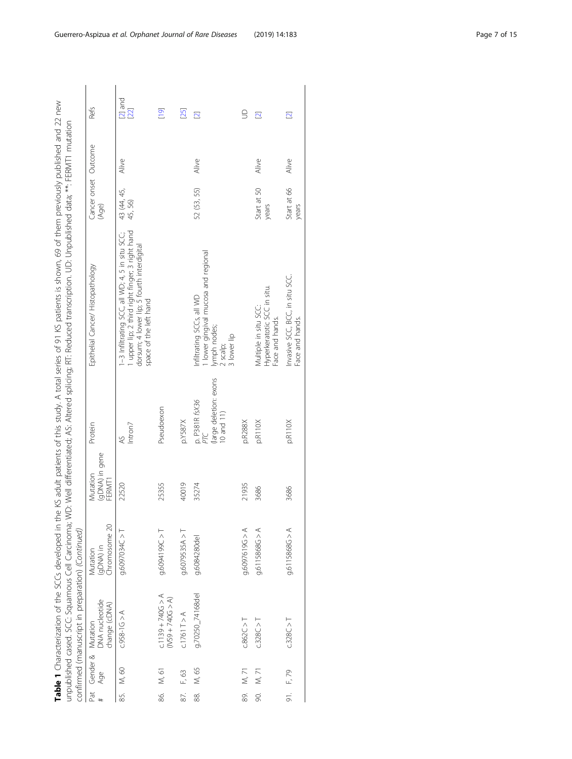**Table 1** Characterization of the SCCs developed in the KS adult patients of this study. A total series of 91 KS patients is shown, 69 of them previously published and 22 new unpublished cased. SCC: Squamous Cell Carcinoma; WD: Well differentiated; AS: Altered splicing; RT: Reduced transcription. UD: Unpublished data; **: FERMT1 mutation confirmed (manuscript in preparation) *(Continued)*

| Pat # | Gender & Age | Mutation DNA nucleotide change (cDNA) | Mutation (gDNA) in Chromosome 20 | Mutation (gDNA) in gene FERMT1 | Protein | Epithelial Cancer/ Histopathology | Cancer onset (Age) | Outcome | Refs |
|---|---|---|---|---|---|---|---|---|---|
| 85. | M, 60 | c.958-1G > A | g.6097034C > T | 22520 | AS Intron7 | 1–3 Infiltrating SCC, all WD; 4, 5 in situ SCC; 1 upper lip; 2 third right finger; 3 right hand dorsum; 4 lower lip; 5 fourth interdigital space of the left hand | 43 (44, 45, 45, 56) | Alive | [2] and [22] |
| 86. | M, 61 | c.1139 + 740G > A (IVS9 + 740G > A) | g.6094199C > T | 25355 | Pseudoexon | | | | [19] |
| 87. | F, 63 | c.1761 T > A | g.6079535A > T | 40019 | p.Y587X | | | | [25] |
| 88. | M, 65 | g.70250_74168del | g.6084280del | 35274 | p. P381R *fsX36* *PTC* (large deletion: exons 10 and 11) | Infiltrating SCCs, all WD 1 lower gingival mucosa and regional lymph nodes; 2 scalp; 3 lower lip | 52 (53, 55) | Alive | [2] |
| 89. | M, 71 | c.862C > T | g.6097619G > A | 21935 | p.R288X | | | | UD |
| 90. | M, 71 | c.328C > T | g.6115868G > A | 3686 | p.R110X | Multiple in situ SCC. Hyperkeratotic SCC in situ. Face and hands. | Start at 50 years | Alive | [2] |
| 91. | F, 79 | c.328C > T | g.6115868G > A | 3686 | p.R110X | Invasive SCC, BCC, in situ SCC. Face and hands. | Start at 66 years | Alive | [2] |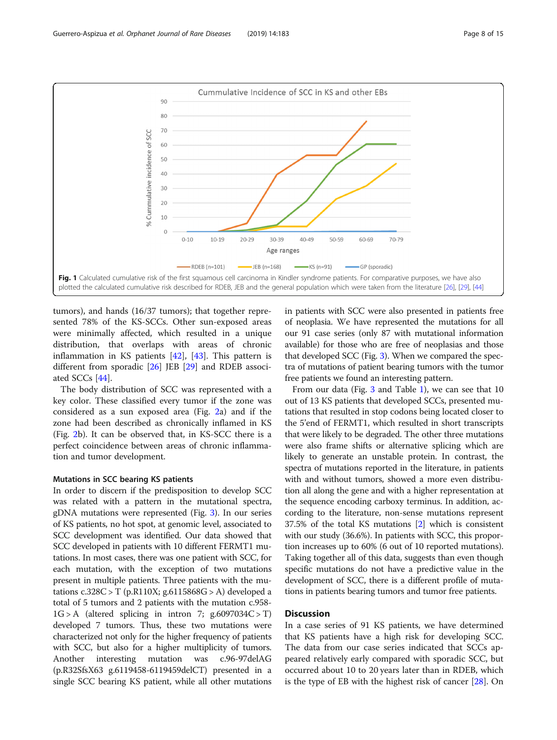**Fig. 1** Calculated cumulative risk of the first squamous cell carcinoma in Kindler syndrome patients. For comparative purposes, we have also plotted the calculated cumulative risk described for RDEB, JEB and the general population which were taken from the literature [26], [29], [44]

tumors), and hands (16/37 tumors); that together represented 78% of the KS-SCCs. Other sun-exposed areas were minimally affected, which resulted in a unique distribution, that overlaps with areas of chronic inflammation in KS patients [42], [43]. This pattern is different from sporadic [26] JEB [29] and RDEB associated SCCs [44].

The body distribution of SCC was represented with a key color. These classified every tumor if the zone was considered as a sun exposed area (Fig. 2a) and if the zone had been described as chronically inflamed in KS (Fig. 2b). It can be observed that, in KS-SCC there is a perfect coincidence between areas of chronic inflammation and tumor development.

### Mutations in SCC bearing KS patients

In order to discern if the predisposition to develop SCC was related with a pattern in the mutational spectra, gDNA mutations were represented (Fig. 3). In our series of KS patients, no hot spot, at genomic level, associated to SCC development was identified. Our data showed that SCC developed in patients with 10 different FERMT1 mutations. In most cases, there was one patient with SCC, for each mutation, with the exception of two mutations present in multiple patients. Three patients with the mutations c.328C > T (p.R110X; g.6115868G > A) developed a total of 5 tumors and 2 patients with the mutation c.958-1G > A (altered splicing in intron 7; g.6097034C > T) developed 7 tumors. Thus, these two mutations were characterized not only for the higher frequency of patients with SCC, but also for a higher multiplicity of tumors. Another interesting mutation was c.96-97delAG (p.R32SfsX63 g.6119458-6119459delCT) presented in a single SCC bearing KS patient, while all other mutations in patients with SCC were also presented in patients free of neoplasia. We have represented the mutations for all our 91 case series (only 87 with mutational information available) for those who are free of neoplasias and those that developed SCC (Fig. 3). When we compared the spectra of mutations of patient bearing tumors with the tumor free patients we found an interesting pattern.

From our data (Fig. 3 and Table 1), we can see that 10 out of 13 KS patients that developed SCCs, presented mutations that resulted in stop codons being located closer to the 5′end of FERMT1, which resulted in short transcripts that were likely to be degraded. The other three mutations were also frame shifts or alternative splicing which are likely to generate an unstable protein. In contrast, the spectra of mutations reported in the literature, in patients with and without tumors, showed a more even distribution all along the gene and with a higher representation at the sequence encoding carboxy terminus. In addition, according to the literature, non-sense mutations represent 37.5% of the total KS mutations [2] which is consistent with our study (36.6%). In patients with SCC, this proportion increases up to 60% (6 out of 10 reported mutations). Taking together all of this data, suggests than even though specific mutations do not have a predictive value in the development of SCC, there is a different profile of mutations in patients bearing tumors and tumor free patients.

## Discussion

In a case series of 91 KS patients, we have determined that KS patients have a high risk for developing SCC. The data from our case series indicated that SCCs appeared relatively early compared with sporadic SCC, but occurred about 10 to 20 years later than in RDEB, which is the type of EB with the highest risk of cancer [28]. On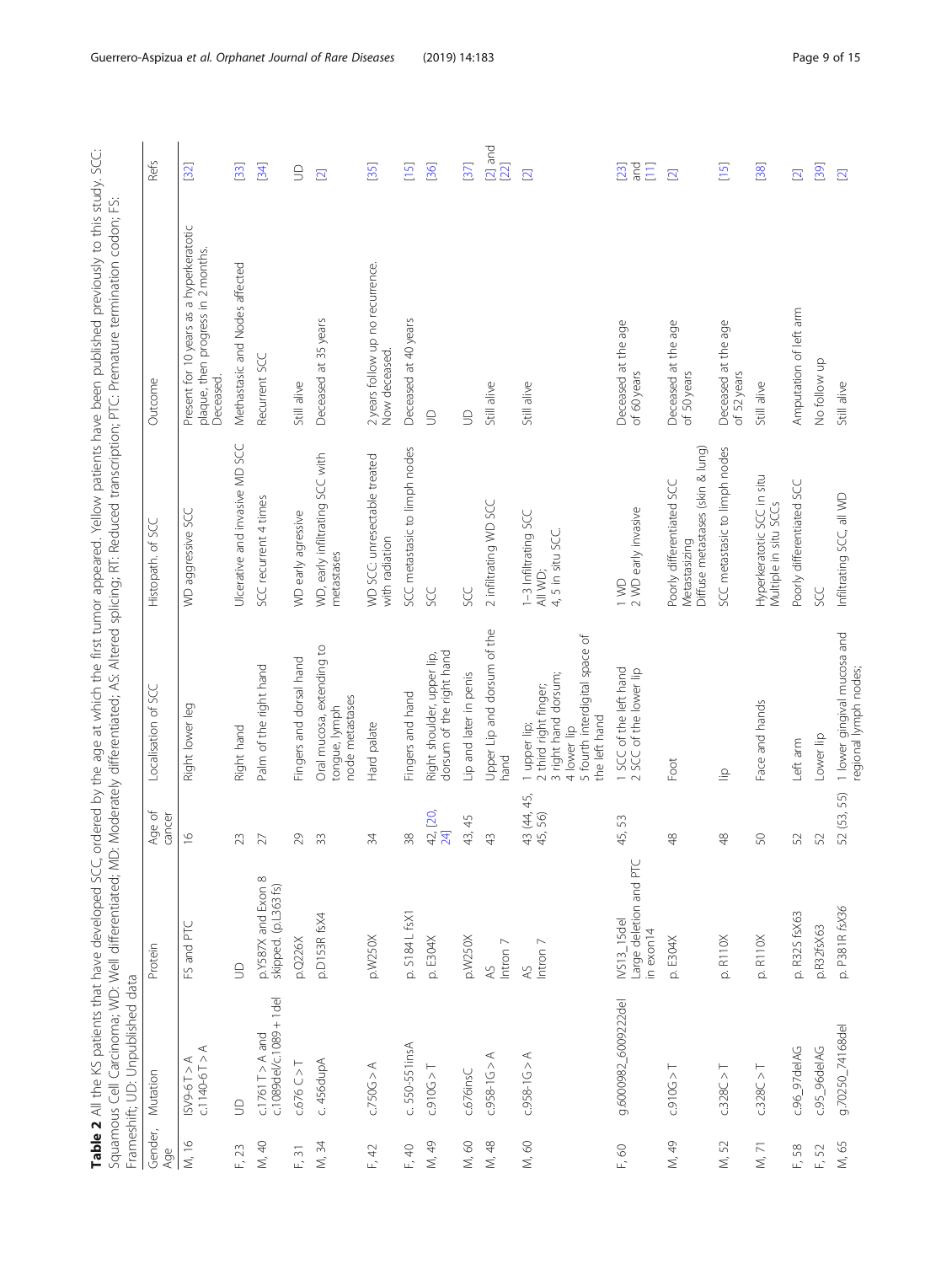**Table 2** All the KS patients that have developed SCC, ordered by the age at which the first tumor appeared. Yellow patients have been published previously to this study. SCC: Squamous Cell Carcinoma; WD: Well differentiated; MD: Moderately differentiated; AS: Altered splicing; RT: Reduced transcription; PTC: Premature termination codon; FS: Frameshift; UD: Unpublished data

| Gender, Age | Mutation | Protein | Age of cancer | Localisation of SCC | Histopath. of SCC | Outcome | Refs |
|---|---|---|---|---|---|---|---|
| M, 16 | ISV9-6 T > A c.1140-6 T > A | FS and PTC | 16 | Right lower leg | WD aggressive SCC | Present for 10 years as a hyperkeratotic plaque, then progress in 2 months. Deceased. | [32] |
| F, 23 | UD | UD | 23 | Right hand | Ulcerative and invasive MD SCC | Methastasic and Nodes affected | [33] |
| M, 40 | c.1761 T > A and c.1089del/c.1089 + 1del | p.Y587X and Exon 8 skipped. (p.L363 fs) | 27 | Palm of the right hand | SCC recurrent 4 times | Recurrent SCC | [34] |
| F, 31 | c.676 C > T | p.Q226X | 29 | Fingers and dorsal hand | WD early agressive | Still alive | UD |
| M, 34 | c. 456dupA | p.D153R fsX4 | 33 | Oral mucosa, extending to tongue, lymph node metastases | WD, early infiltrating SCC with metastases | Deceased at 35 years | [2] |
| F, 42 | c.750G > A | p.W250X | 34 | Hard palate | WD SCC: unresectable treated with radiation | 2 years follow up no recurrence. Now deceased. | [35] |
| F, 40 | c. 550-551insA | p. S184 L fsX1 | 38 | Fingers and hand | SCC metastasic to limph nodes | Deceased at 40 years | [15] |
| M, 49 | c.910G > T | p. E304X | 42, [20, 24] | Right shoulder, upper lip, dorsum of the right hand | SCC | UD | [36] |
| M, 60 | c.676insC | p.W250X | 43, 45 | Lip and later in penis | SCC | UD | [37] |
| M, 48 | c.958-1G > A | AS Intron 7 | 43 | Upper Lip and dorsum of the hand | 2 infiltrating WD SCC | Still alive | [2] and [22] |
| M, 60 | c.958-1G > A | AS Intron 7 | 43 (44, 45, 45, 56) | 1 upper lip; 2 third right finger; 3 right hand dorsum; 4 lower lip 5 fourth interdigital space of the left hand | 1–3 Infiltrating SCC All WD; 4, 5 in situ SCC. | Still alive | [2] |
| F, 60 | g.6000982_6009222del | IVS13_15del Large deletion and PTC in exon14 | 45, 53 | 1 SCC of the left hand 2 SCC of the lower lip | 1 WD 2 WD early invasive | Deceased at the age of 60 years | [23] and [11] |
| M, 49 | c.910G > T | p. E304X | 48 | Foot | Poorly differentiated SCC Metastasizing Diffuse metastases (skin & lung) | Deceased at the age of 50 years | [2] |
| M, 52 | c.328C > T | p. R110X | 48 | lip | SCC metastasic to limph nodes | Deceased at the age of 52 years | [15] |
| M, 71 | c.328C > T | p. R110X | 50 | Face and hands | Hyperkeratotic SCC in situ Multiple in situ SCCs | Still alive | [38] |
| F, 58 | c.96_97delAG | p. R32S fsX63 | 52 | Left arm | Poorly differentiated SCC | Amputation of left arm | [2] |
| F, 52 | c.95_96delAG | p.R32fsX63 | 52 | Lower lip | SCC | No follow up | [39] |
| M, 65 | g.70250_74168del | p. P381R fsX36 | 52 (53, 55) | 1 lower gingival mucosa and regional lymph nodes; | Infiltrating SCC, all WD | Still alive | [2] |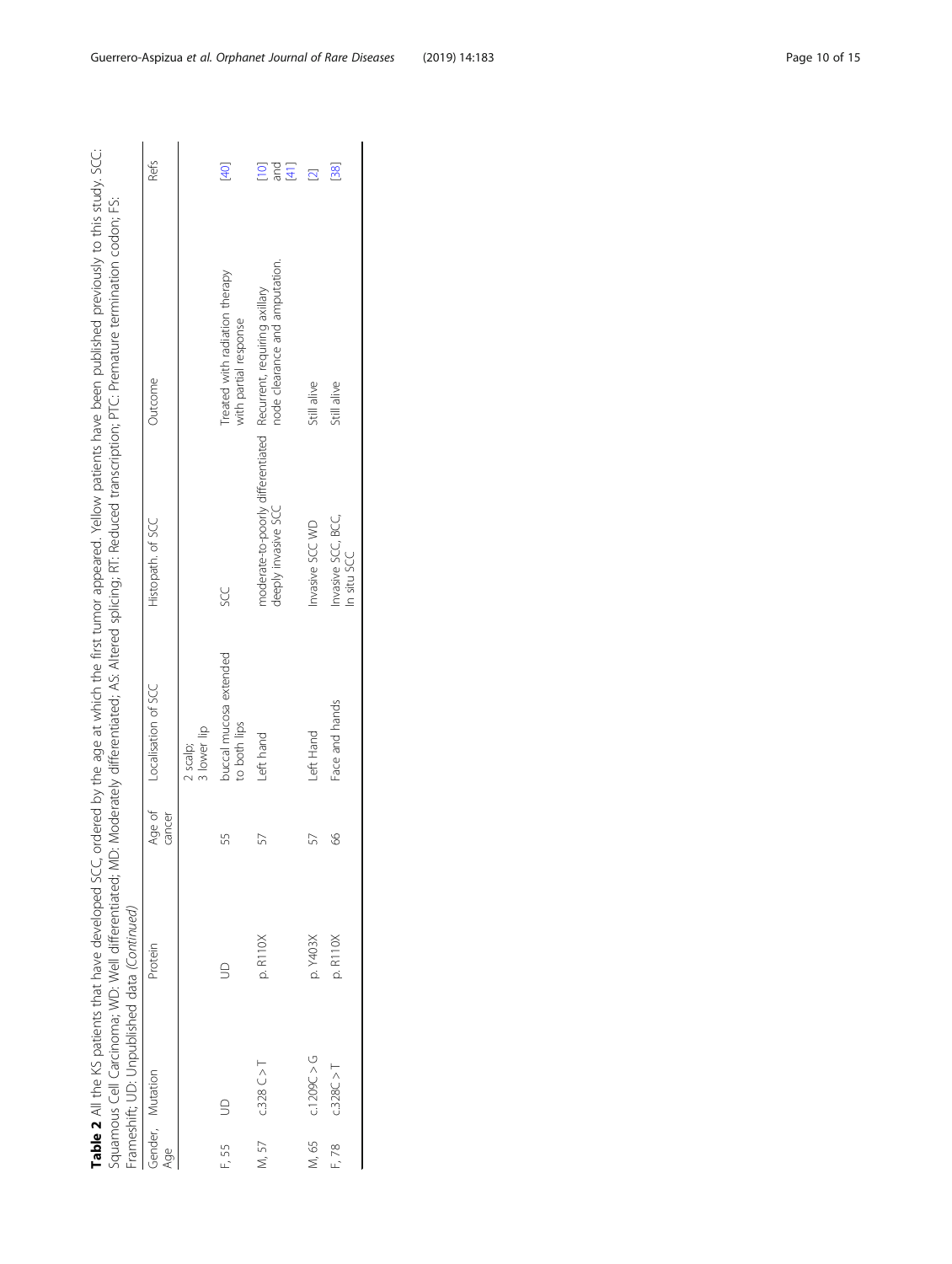**Table 2** All the KS patients that have developed SCC, ordered by the age at which the first tumor appeared. Yellow patients have been published previously to this study. SCC: Squamous Cell Carcinoma; WD: Well differentiated; MD: Moderately differentiated; AS: Altered splicing; RT: Reduced transcription; PTC: Premature termination codon; FS: Frameshift; UD: Unpublished data *(Continued)*

| Gender, Age | Mutation | Protein | Age of cancer | Localisation of SCC | Histopath. of SCC | Outcome | Refs |
|---|---|---|---|---|---|---|---|
| | | | | 2 scalp; 3 lower lip | | | |
| F, 55 | UD | UD | 55 | buccal mucosa extended to both lips | SCC | Treated with radiation therapy with partial response | [40] |
| M, 57 | c.328 C > T | p. R110X | 57 | Left hand | moderate-to-poorly differentiated deeply invasive SCC | Recurrent, requiring axillary node clearance and amputation. | [10] and [41] |
| M, 65 | c.1209C > G | p. Y403X | 57 | Left Hand | Invasive SCC WD | Still alive | [2] |
| F, 78 | c.328C > T | p. R110X | 66 | Face and hands | Invasive SCC, BCC, In situ SCC | Still alive | [38] |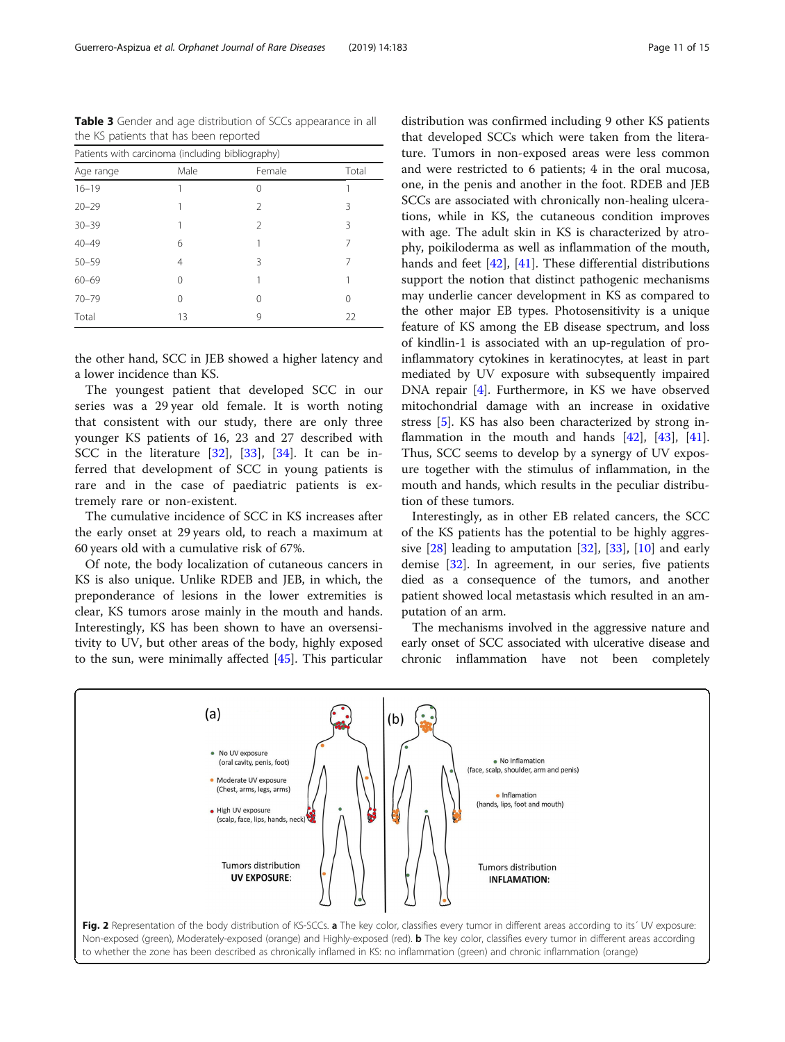**Table 3** Gender and age distribution of SCCs appearance in all the KS patients that has been reported

| Patients with carcinoma (including bibliography) | | | |
|---|---|---|---|
| Age range | Male | Female | Total |
| 16–19 | 1 | 0 | 1 |
| 20–29 | 1 | 2 | 3 |
| 30–39 | 1 | 2 | 3 |
| 40–49 | 6 | 1 | 7 |
| 50–59 | 4 | 3 | 7 |
| 60–69 | 0 | 1 | 1 |
| 70–79 | 0 | 0 | 0 |
| Total | 13 | 9 | 22 |

the other hand, SCC in JEB showed a higher latency and a lower incidence than KS.

The youngest patient that developed SCC in our series was a 29 year old female. It is worth noting that consistent with our study, there are only three younger KS patients of 16, 23 and 27 described with SCC in the literature [32], [33], [34]. It can be inferred that development of SCC in young patients is rare and in the case of paediatric patients is extremely rare or non-existent.

The cumulative incidence of SCC in KS increases after the early onset at 29 years old, to reach a maximum at 60 years old with a cumulative risk of 67%.

Of note, the body localization of cutaneous cancers in KS is also unique. Unlike RDEB and JEB, in which, the preponderance of lesions in the lower extremities is clear, KS tumors arose mainly in the mouth and hands. Interestingly, KS has been shown to have an oversensitivity to UV, but other areas of the body, highly exposed to the sun, were minimally affected [45]. This particular distribution was confirmed including 9 other KS patients that developed SCCs which were taken from the literature. Tumors in non-exposed areas were less common and were restricted to 6 patients; 4 in the oral mucosa, one, in the penis and another in the foot. RDEB and JEB SCCs are associated with chronically non-healing ulcerations, while in KS, the cutaneous condition improves with age. The adult skin in KS is characterized by atrophy, poikiloderma as well as inflammation of the mouth, hands and feet [42], [41]. These differential distributions support the notion that distinct pathogenic mechanisms may underlie cancer development in KS as compared to the other major EB types. Photosensitivity is a unique feature of KS among the EB disease spectrum, and loss of kindlin-1 is associated with an up-regulation of pro-inflammatory cytokines in keratinocytes, at least in part mediated by UV exposure with subsequently impaired DNA repair [4]. Furthermore, in KS we have observed mitochondrial damage with an increase in oxidative stress [5]. KS has also been characterized by strong inflammation in the mouth and hands [42], [43], [41]. Thus, SCC seems to develop by a synergy of UV exposure together with the stimulus of inflammation, in the mouth and hands, which results in the peculiar distribution of these tumors.

Interestingly, as in other EB related cancers, the SCC of the KS patients has the potential to be highly aggressive [28] leading to amputation [32], [33], [10] and early demise [32]. In agreement, in our series, five patients died as a consequence of the tumors, and another patient showed local metastasis which resulted in an amputation of an arm.

The mechanisms involved in the aggressive nature and early onset of SCC associated with ulcerative disease and chronic inflammation have not been completely

**Fig. 2** Representation of the body distribution of KS-SCCs. **a** The key color, classifies every tumor in different areas according to its´ UV exposure: Non-exposed (green), Moderately-exposed (orange) and Highly-exposed (red). **b** The key color, classifies every tumor in different areas according to whether the zone has been described as chronically inflamed in KS: no inflammation (green) and chronic inflammation (orange)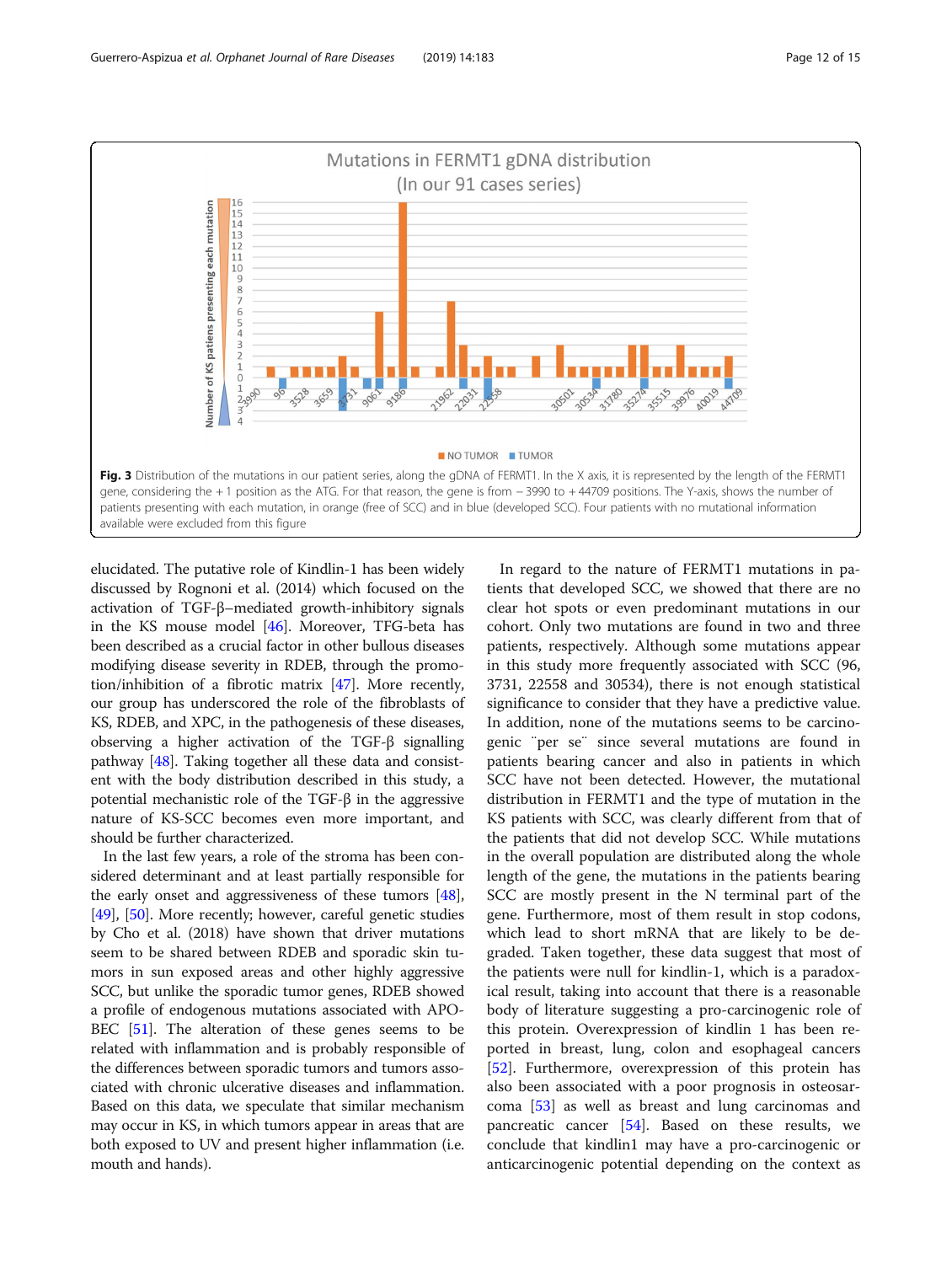Mutations in FERMT1 gDNA distribution
(In our 91 cases series)

**Fig. 3** Distribution of the mutations in our patient series, along the gDNA of FERMT1. In the X axis, it is represented by the length of the FERMT1 gene, considering the + 1 position as the ATG. For that reason, the gene is from − 3990 to + 44709 positions. The Y-axis, shows the number of patients presenting with each mutation, in orange (free of SCC) and in blue (developed SCC). Four patients with no mutational information available were excluded from this figure

elucidated. The putative role of Kindlin-1 has been widely discussed by Rognoni et al. (2014) which focused on the activation of TGF-β–mediated growth-inhibitory signals in the KS mouse model [46]. Moreover, TFG-beta has been described as a crucial factor in other bullous diseases modifying disease severity in RDEB, through the promotion/inhibition of a fibrotic matrix [47]. More recently, our group has underscored the role of the fibroblasts of KS, RDEB, and XPC, in the pathogenesis of these diseases, observing a higher activation of the TGF-β signalling pathway [48]. Taking together all these data and consistent with the body distribution described in this study, a potential mechanistic role of the TGF-β in the aggressive nature of KS-SCC becomes even more important, and should be further characterized.

In the last few years, a role of the stroma has been considered determinant and at least partially responsible for the early onset and aggressiveness of these tumors [48], [49], [50]. More recently; however, careful genetic studies by Cho et al. (2018) have shown that driver mutations seem to be shared between RDEB and sporadic skin tumors in sun exposed areas and other highly aggressive SCC, but unlike the sporadic tumor genes, RDEB showed a profile of endogenous mutations associated with APOBEC [51]. The alteration of these genes seems to be related with inflammation and is probably responsible of the differences between sporadic tumors and tumors associated with chronic ulcerative diseases and inflammation. Based on this data, we speculate that similar mechanism may occur in KS, in which tumors appear in areas that are both exposed to UV and present higher inflammation (i.e. mouth and hands).

In regard to the nature of FERMT1 mutations in patients that developed SCC, we showed that there are no clear hot spots or even predominant mutations in our cohort. Only two mutations are found in two and three patients, respectively. Although some mutations appear in this study more frequently associated with SCC (96, 3731, 22558 and 30534), there is not enough statistical significance to consider that they have a predictive value. In addition, none of the mutations seems to be carcinogenic ¨per se¨ since several mutations are found in patients bearing cancer and also in patients in which SCC have not been detected. However, the mutational distribution in FERMT1 and the type of mutation in the KS patients with SCC, was clearly different from that of the patients that did not develop SCC. While mutations in the overall population are distributed along the whole length of the gene, the mutations in the patients bearing SCC are mostly present in the N terminal part of the gene. Furthermore, most of them result in stop codons, which lead to short mRNA that are likely to be degraded. Taken together, these data suggest that most of the patients were null for kindlin-1, which is a paradoxical result, taking into account that there is a reasonable body of literature suggesting a pro-carcinogenic role of this protein. Overexpression of kindlin 1 has been reported in breast, lung, colon and esophageal cancers [52]. Furthermore, overexpression of this protein has also been associated with a poor prognosis in osteosarcoma [53] as well as breast and lung carcinomas and pancreatic cancer [54]. Based on these results, we conclude that kindlin1 may have a pro-carcinogenic or anticarcinogenic potential depending on the context as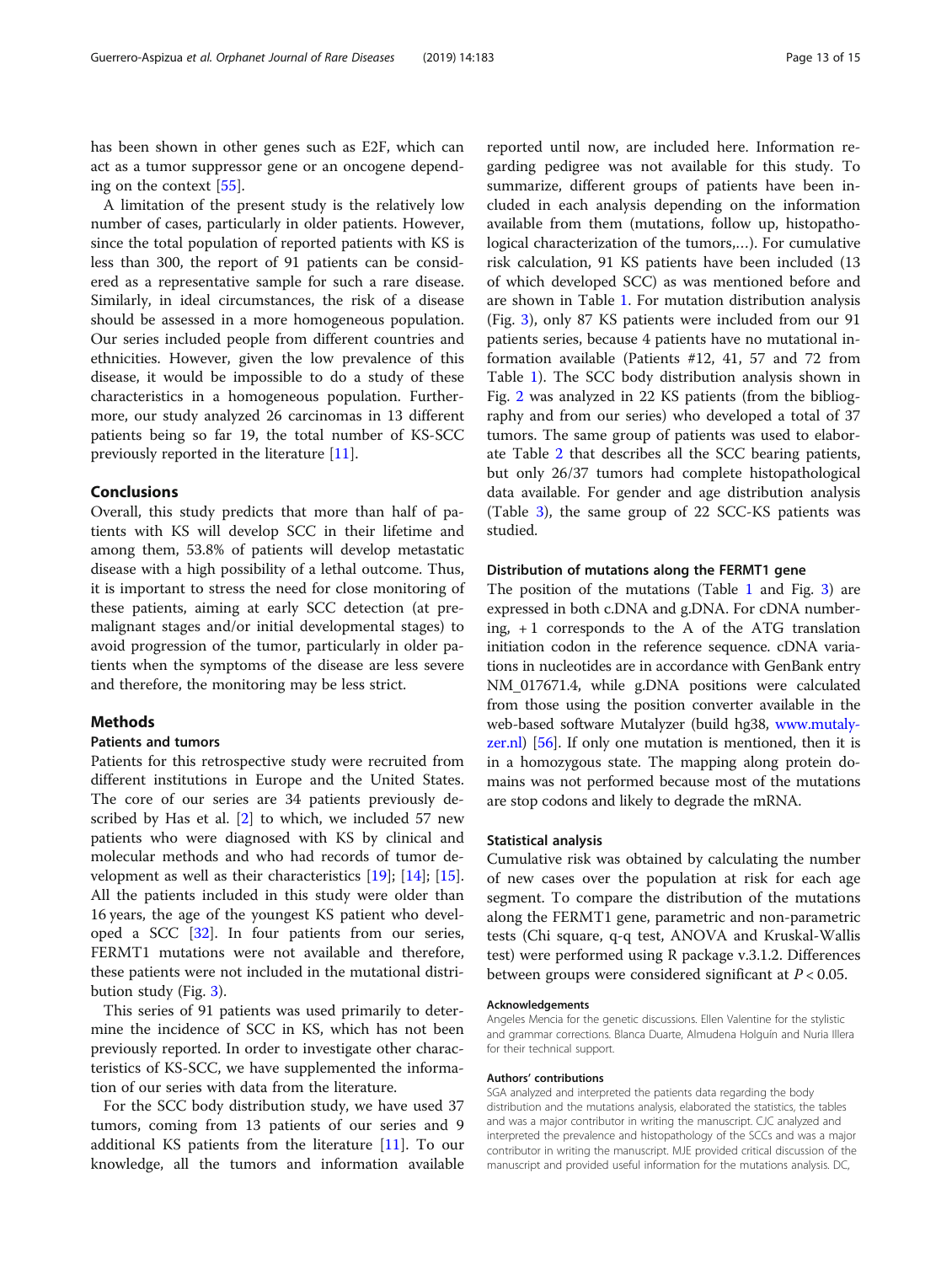has been shown in other genes such as E2F, which can act as a tumor suppressor gene or an oncogene depending on the context [55].

A limitation of the present study is the relatively low number of cases, particularly in older patients. However, since the total population of reported patients with KS is less than 300, the report of 91 patients can be considered as a representative sample for such a rare disease. Similarly, in ideal circumstances, the risk of a disease should be assessed in a more homogeneous population. Our series included people from different countries and ethnicities. However, given the low prevalence of this disease, it would be impossible to do a study of these characteristics in a homogeneous population. Furthermore, our study analyzed 26 carcinomas in 13 different patients being so far 19, the total number of KS-SCC previously reported in the literature [11].

## Conclusions

Overall, this study predicts that more than half of patients with KS will develop SCC in their lifetime and among them, 53.8% of patients will develop metastatic disease with a high possibility of a lethal outcome. Thus, it is important to stress the need for close monitoring of these patients, aiming at early SCC detection (at premalignant stages and/or initial developmental stages) to avoid progression of the tumor, particularly in older patients when the symptoms of the disease are less severe and therefore, the monitoring may be less strict.

## Methods

### Patients and tumors

Patients for this retrospective study were recruited from different institutions in Europe and the United States. The core of our series are 34 patients previously described by Has et al. [2] to which, we included 57 new patients who were diagnosed with KS by clinical and molecular methods and who had records of tumor development as well as their characteristics [19]; [14]; [15]. All the patients included in this study were older than 16 years, the age of the youngest KS patient who developed a SCC [32]. In four patients from our series, FERMT1 mutations were not available and therefore, these patients were not included in the mutational distribution study (Fig. 3).

This series of 91 patients was used primarily to determine the incidence of SCC in KS, which has not been previously reported. In order to investigate other characteristics of KS-SCC, we have supplemented the information of our series with data from the literature.

For the SCC body distribution study, we have used 37 tumors, coming from 13 patients of our series and 9 additional KS patients from the literature [11]. To our knowledge, all the tumors and information available reported until now, are included here. Information regarding pedigree was not available for this study. To summarize, different groups of patients have been included in each analysis depending on the information available from them (mutations, follow up, histopathological characterization of the tumors,…). For cumulative risk calculation, 91 KS patients have been included (13 of which developed SCC) as was mentioned before and are shown in Table 1. For mutation distribution analysis (Fig. 3), only 87 KS patients were included from our 91 patients series, because 4 patients have no mutational information available (Patients #12, 41, 57 and 72 from Table 1). The SCC body distribution analysis shown in Fig. 2 was analyzed in 22 KS patients (from the bibliography and from our series) who developed a total of 37 tumors. The same group of patients was used to elaborate Table 2 that describes all the SCC bearing patients, but only 26/37 tumors had complete histopathological data available. For gender and age distribution analysis (Table 3), the same group of 22 SCC-KS patients was studied.

### Distribution of mutations along the FERMT1 gene

The position of the mutations (Table 1 and Fig. 3) are expressed in both c.DNA and g.DNA. For cDNA numbering, +1 corresponds to the A of the ATG translation initiation codon in the reference sequence. cDNA variations in nucleotides are in accordance with GenBank entry NM_017671.4, while g.DNA positions were calculated from those using the position converter available in the web-based software Mutalyzer (build hg38, www.mutalyzer.nl) [56]. If only one mutation is mentioned, then it is in a homozygous state. The mapping along protein domains was not performed because most of the mutations are stop codons and likely to degrade the mRNA.

### Statistical analysis

Cumulative risk was obtained by calculating the number of new cases over the population at risk for each age segment. To compare the distribution of the mutations along the FERMT1 gene, parametric and non-parametric tests (Chi square, q-q test, ANOVA and Kruskal-Wallis test) were performed using R package v.3.1.2. Differences between groups were considered significant at $P < 0.05$.

#### Acknowledgements

Angeles Mencia for the genetic discussions. Ellen Valentine for the stylistic and grammar corrections. Blanca Duarte, Almudena Holguín and Nuria Illera for their technical support.

#### Authors' contributions

SGA analyzed and interpreted the patients data regarding the body distribution and the mutations analysis, elaborated the statistics, the tables and was a major contributor in writing the manuscript. CJC analyzed and interpreted the prevalence and histopathology of the SCCs and was a major contributor in writing the manuscript. MJE provided critical discussion of the manuscript and provided useful information for the mutations analysis. DC,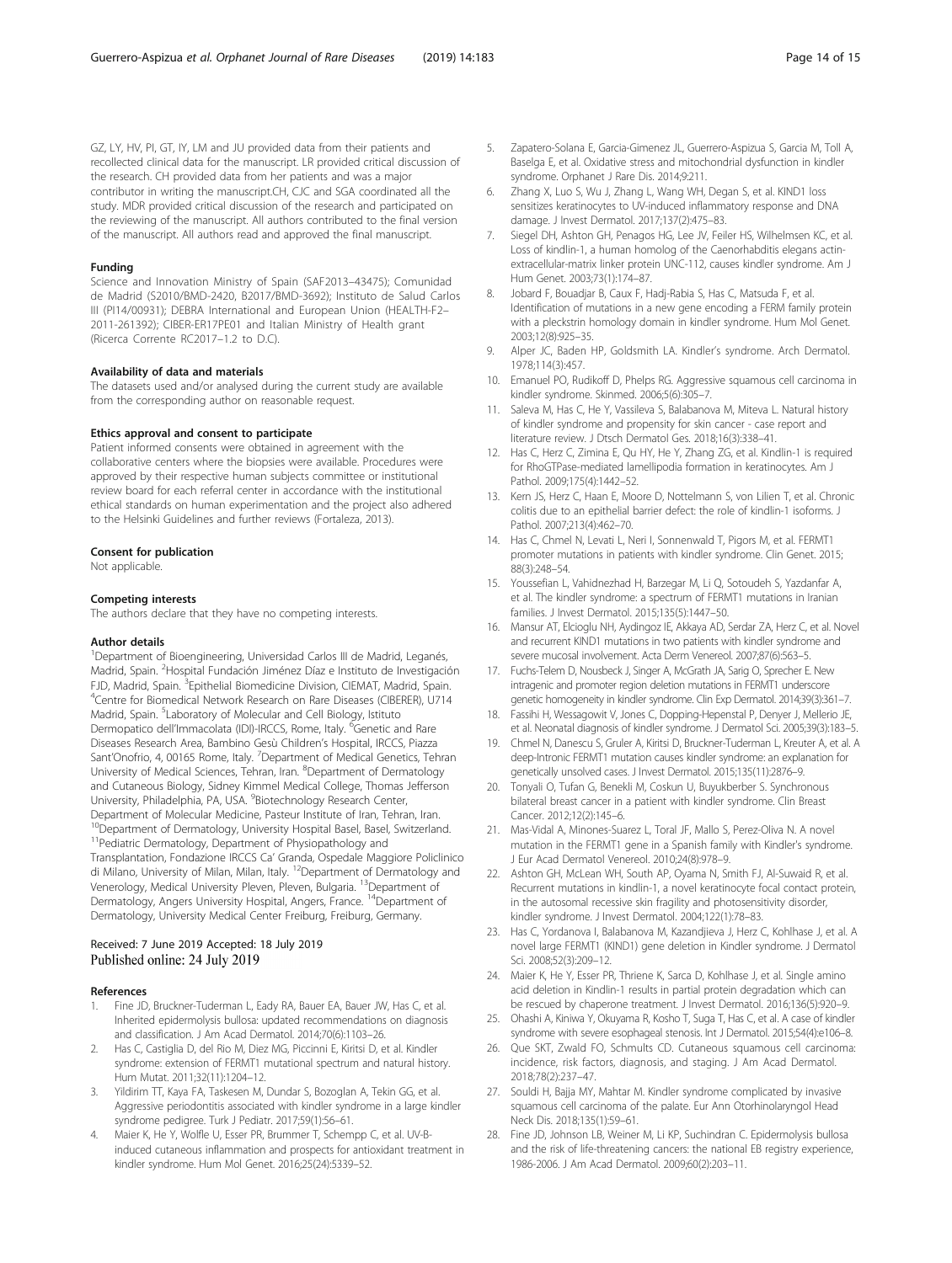GZ, LY, HV, PI, GT, IY, LM and JU provided data from their patients and recollected clinical data for the manuscript. LR provided critical discussion of the research. CH provided data from her patients and was a major contributor in writing the manuscript.CH, CJC and SGA coordinated all the study. MDR provided critical discussion of the research and participated on the reviewing of the manuscript. All authors contributed to the final version of the manuscript. All authors read and approved the final manuscript.

#### Funding

Science and Innovation Ministry of Spain (SAF2013–43475); Comunidad de Madrid (S2010/BMD-2420, B2017/BMD-3692); Instituto de Salud Carlos III (PI14/00931); DEBRA International and European Union (HEALTH-F2–2011-261392); CIBER-ER17PE01 and Italian Ministry of Health grant (Ricerca Corrente RC2017–1.2 to D.C).

#### Availability of data and materials

The datasets used and/or analysed during the current study are available from the corresponding author on reasonable request.

#### Ethics approval and consent to participate

Patient informed consents were obtained in agreement with the collaborative centers where the biopsies were available. Procedures were approved by their respective human subjects committee or institutional review board for each referral center in accordance with the institutional ethical standards on human experimentation and the project also adhered to the Helsinki Guidelines and further reviews (Fortaleza, 2013).

#### Consent for publication

Not applicable.

#### Competing interests

The authors declare that they have no competing interests.

#### Author details

[1]Department of Bioengineering, Universidad Carlos III de Madrid, Leganés, Madrid, Spain. [2]Hospital Fundación Jiménez Díaz e Instituto de Investigación FJD, Madrid, Spain. [3]Epithelial Biomedicine Division, CIEMAT, Madrid, Spain. [4]Centre for Biomedical Network Research on Rare Diseases (CIBERER), U714 Madrid, Spain. [5]Laboratory of Molecular and Cell Biology, Istituto Dermopatico dell'Immacolata (IDI)-IRCCS, Rome, Italy. [6]Genetic and Rare Diseases Research Area, Bambino Gesù Children's Hospital, IRCCS, Piazza Sant'Onofrio, 4, 00165 Rome, Italy. [7]Department of Medical Genetics, Tehran University of Medical Sciences, Tehran, Iran. [8]Department of Dermatology and Cutaneous Biology, Sidney Kimmel Medical College, Thomas Jefferson University, Philadelphia, PA, USA. [9]Biotechnology Research Center, Department of Molecular Medicine, Pasteur Institute of Iran, Tehran, Iran. [10]Department of Dermatology, University Hospital Basel, Basel, Switzerland. [11]Pediatric Dermatology, Department of Physiopathology and Transplantation, Fondazione IRCCS Ca' Granda, Ospedale Maggiore Policlinico di Milano, University of Milan, Milan, Italy. [12]Department of Dermatology and Venerology, Medical University Pleven, Pleven, Bulgaria. [13]Department of Dermatology, Angers University Hospital, Angers, France. [14]Department of Dermatology, University Medical Center Freiburg, Freiburg, Germany.

Received: 7 June 2019 Accepted: 18 July 2019
Published online: 24 July 2019

#### References

1. Fine JD, Bruckner-Tuderman L, Eady RA, Bauer EA, Bauer JW, Has C, et al. Inherited epidermolysis bullosa: updated recommendations on diagnosis and classification. J Am Acad Dermatol. 2014;70(6):1103–26.
2. Has C, Castiglia D, del Rio M, Diez MG, Piccinni E, Kiritsi D, et al. Kindler syndrome: extension of FERMT1 mutational spectrum and natural history. Hum Mutat. 2011;32(11):1204–12.
3. Yildirim TT, Kaya FA, Taskesen M, Dundar S, Bozoglan A, Tekin GG, et al. Aggressive periodontitis associated with kindler syndrome in a large kindler syndrome pedigree. Turk J Pediatr. 2017;59(1):56–61.
4. Maier K, He Y, Wolfle U, Esser PR, Brummer T, Schempp C, et al. UV-B-induced cutaneous inflammation and prospects for antioxidant treatment in kindler syndrome. Hum Mol Genet. 2016;25(24):5339–52.
5. Zapatero-Solana E, Garcia-Gimenez JL, Guerrero-Aspizua S, Garcia M, Toll A, Baselga E, et al. Oxidative stress and mitochondrial dysfunction in kindler syndrome. Orphanet J Rare Dis. 2014;9:211.
6. Zhang X, Luo S, Wu J, Zhang L, Wang WH, Degan S, et al. KIND1 loss sensitizes keratinocytes to UV-induced inflammatory response and DNA damage. J Invest Dermatol. 2017;137(2):475–83.
7. Siegel DH, Ashton GH, Penagos HG, Lee JV, Feiler HS, Wilhelmsen KC, et al. Loss of kindlin-1, a human homolog of the Caenorhabditis elegans actin-extracellular-matrix linker protein UNC-112, causes kindler syndrome. Am J Hum Genet. 2003;73(1):174–87.
8. Jobard F, Bouadjar B, Caux F, Hadj-Rabia S, Has C, Matsuda F, et al. Identification of mutations in a new gene encoding a FERM family protein with a pleckstrin homology domain in kindler syndrome. Hum Mol Genet. 2003;12(8):925–35.
9. Alper JC, Baden HP, Goldsmith LA. Kindler's syndrome. Arch Dermatol. 1978;114(3):457.
10. Emanuel PO, Rudikoff D, Phelps RG. Aggressive squamous cell carcinoma in kindler syndrome. Skinmed. 2006;5(6):305–7.
11. Saleva M, Has C, He Y, Vassileva S, Balabanova M, Miteva L. Natural history of kindler syndrome and propensity for skin cancer - case report and literature review. J Dtsch Dermatol Ges. 2018;16(3):338–41.
12. Has C, Herz C, Zimina E, Qu HY, He Y, Zhang ZG, et al. Kindlin-1 is required for RhoGTPase-mediated lamellipodia formation in keratinocytes. Am J Pathol. 2009;175(4):1442–52.
13. Kern JS, Herz C, Haan E, Moore D, Nottelmann S, von Lilien T, et al. Chronic colitis due to an epithelial barrier defect: the role of kindlin-1 isoforms. J Pathol. 2007;213(4):462–70.
14. Has C, Chmel N, Levati L, Neri I, Sonnenwald T, Pigors M, et al. FERMT1 promoter mutations in patients with kindler syndrome. Clin Genet. 2015; 88(3):248–54.
15. Youssefian L, Vahidnezhad H, Barzegar M, Li Q, Sotoudeh S, Yazdanfar A, et al. The kindler syndrome: a spectrum of FERMT1 mutations in Iranian families. J Invest Dermatol. 2015;135(5):1447–50.
16. Mansur AT, Elcioglu NH, Aydingoz IE, Akkaya AD, Serdar ZA, Herz C, et al. Novel and recurrent KIND1 mutations in two patients with kindler syndrome and severe mucosal involvement. Acta Derm Venereol. 2007;87(6):563–5.
17. Fuchs-Telem D, Nousbeck J, Singer A, McGrath JA, Sarig O, Sprecher E. New intragenic and promoter region deletion mutations in FERMT1 underscore genetic homogeneity in kindler syndrome. Clin Exp Dermatol. 2014;39(3):361–7.
18. Fassihi H, Wessagowit V, Jones C, Dopping-Hepenstal P, Denyer J, Mellerio JE, et al. Neonatal diagnosis of kindler syndrome. J Dermatol Sci. 2005;39(3):183–5.
19. Chmel N, Danescu S, Gruler A, Kiritsi D, Bruckner-Tuderman L, Kreuter A, et al. A deep-Intronic FERMT1 mutation causes kindler syndrome: an explanation for genetically unsolved cases. J Invest Dermatol. 2015;135(11):2876–9.
20. Tonyali O, Tufan G, Benekli M, Coskun U, Buyukberber S. Synchronous bilateral breast cancer in a patient with kindler syndrome. Clin Breast Cancer. 2012;12(2):145–6.
21. Mas-Vidal A, Minones-Suarez L, Toral JF, Mallo S, Perez-Oliva N. A novel mutation in the FERMT1 gene in a Spanish family with Kindler's syndrome. J Eur Acad Dermatol Venereol. 2010;24(8):978–9.
22. Ashton GH, McLean WH, South AP, Oyama N, Smith FJ, Al-Suwaid R, et al. Recurrent mutations in kindlin-1, a novel keratinocyte focal contact protein, in the autosomal recessive skin fragility and photosensitivity disorder, kindler syndrome. J Invest Dermatol. 2004;122(1):78–83.
23. Has C, Yordanova I, Balabanova M, Kazandjieva J, Herz C, Kohlhase J, et al. A novel large FERMT1 (KIND1) gene deletion in Kindler syndrome. J Dermatol Sci. 2008;52(3):209–12.
24. Maier K, He Y, Esser PR, Thriene K, Sarca D, Kohlhase J, et al. Single amino acid deletion in Kindlin-1 results in partial protein degradation which can be rescued by chaperone treatment. J Invest Dermatol. 2016;136(5):920–9.
25. Ohashi A, Kiniwa Y, Okuyama R, Kosho T, Suga T, Has C, et al. A case of kindler syndrome with severe esophageal stenosis. Int J Dermatol. 2015;54(4):e106–8.
26. Que SKT, Zwald FO, Schmults CD. Cutaneous squamous cell carcinoma: incidence, risk factors, diagnosis, and staging. J Am Acad Dermatol. 2018;78(2):237–47.
27. Souldi H, Bajja MY, Mahtar M. Kindler syndrome complicated by invasive squamous cell carcinoma of the palate. Eur Ann Otorhinolaryngol Head Neck Dis. 2018;135(1):59–61.
28. Fine JD, Johnson LB, Weiner M, Li KP, Suchindran C. Epidermolysis bullosa and the risk of life-threatening cancers: the national EB registry experience, 1986-2006. J Am Acad Dermatol. 2009;60(2):203–11.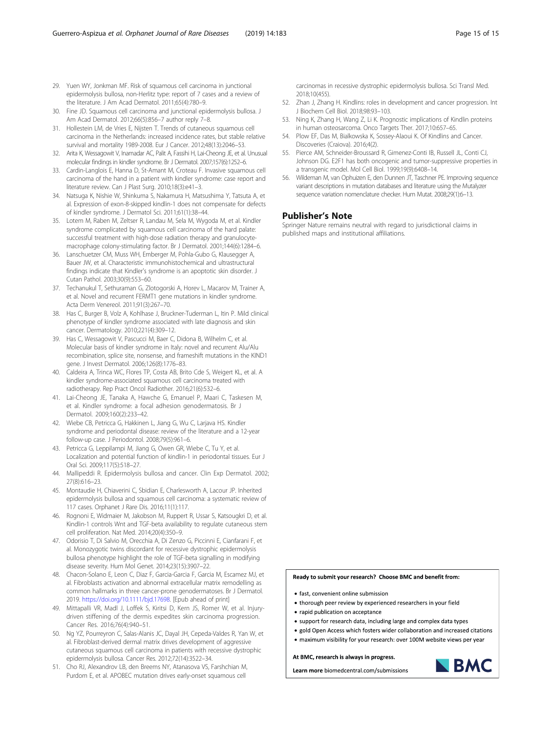29. Yuen WY, Jonkman MF. Risk of squamous cell carcinoma in junctional epidermolysis bullosa, non-Herlitz type: report of 7 cases and a review of the literature. J Am Acad Dermatol. 2011;65(4):780–9.
30. Fine JD. Squamous cell carcinoma and junctional epidermolysis bullosa. J Am Acad Dermatol. 2012;66(5):856–7 author reply 7–8.
31. Hollestein LM, de Vries E, Nijsten T. Trends of cutaneous squamous cell carcinoma in the Netherlands: increased incidence rates, but stable relative survival and mortality 1989-2008. Eur J Cancer. 2012;48(13):2046–53.
32. Arita K, Wessagowit V, Inamadar AC, Palit A, Fassihi H, Lai-Cheong JE, et al. Unusual molecular findings in kindler syndrome. Br J Dermatol. 2007;157(6):1252–6.
33. Cardin-Langlois E, Hanna D, St-Amant M, Croteau F. Invasive squamous cell carcinoma of the hand in a patient with kindler syndrome: case report and literature review. Can J Plast Surg. 2010;18(3):e41–3.
34. Natsuga K, Nishie W, Shinkuma S, Nakamura H, Matsushima Y, Tatsuta A, et al. Expression of exon-8-skipped kindlin-1 does not compensate for defects of kindler syndrome. J Dermatol Sci. 2011;61(1):38–44.
35. Lotem M, Raben M, Zeltser R, Landau M, Sela M, Wygoda M, et al. Kindler syndrome complicated by squamous cell carcinoma of the hard palate: successful treatment with high-dose radiation therapy and granulocyte-macrophage colony-stimulating factor. Br J Dermatol. 2001;144(6):1284–6.
36. Lanschuetzer CM, Muss WH, Emberger M, Pohla-Gubo G, Klausegger A, Bauer JW, et al. Characteristic immunohistochemical and ultrastructural findings indicate that Kindler's syndrome is an apoptotic skin disorder. J Cutan Pathol. 2003;30(9):553–60.
37. Techanukul T, Sethuraman G, Zlotogorski A, Horev L, Macarov M, Trainer A, et al. Novel and recurrent FERMT1 gene mutations in kindler syndrome. Acta Derm Venereol. 2011;91(3):267–70.
38. Has C, Burger B, Volz A, Kohlhase J, Bruckner-Tuderman L, Itin P. Mild clinical phenotype of kindler syndrome associated with late diagnosis and skin cancer. Dermatology. 2010;221(4):309–12.
39. Has C, Wessagowit V, Pascucci M, Baer C, Didona B, Wilhelm C, et al. Molecular basis of kindler syndrome in Italy: novel and recurrent Alu/Alu recombination, splice site, nonsense, and frameshift mutations in the KIND1 gene. J Invest Dermatol. 2006;126(8):1776–83.
40. Caldeira A, Trinca WC, Flores TP, Costa AB, Brito Cde S, Weigert KL, et al. A kindler syndrome-associated squamous cell carcinoma treated with radiotherapy. Rep Pract Oncol Radiother. 2016;21(6):532–6.
41. Lai-Cheong JE, Tanaka A, Hawche G, Emanuel P, Maari C, Taskesen M, et al. Kindler syndrome: a focal adhesion genodermatosis. Br J Dermatol. 2009;160(2):233–42.
42. Wiebe CB, Petricca G, Hakkinen L, Jiang G, Wu C, Larjava HS. Kindler syndrome and periodontal disease: review of the literature and a 12-year follow-up case. J Periodontol. 2008;79(5):961–6.
43. Petricca G, Leppilampi M, Jiang G, Owen GR, Wiebe C, Tu Y, et al. Localization and potential function of kindlin-1 in periodontal tissues. Eur J Oral Sci. 2009;117(5):518–27.
44. Mallipeddi R. Epidermolysis bullosa and cancer. Clin Exp Dermatol. 2002;27(8):616–23.
45. Montaudie H, Chiaverini C, Sbidian E, Charlesworth A, Lacour JP. Inherited epidermolysis bullosa and squamous cell carcinoma: a systematic review of 117 cases. Orphanet J Rare Dis. 2016;11(1):117.
46. Rognoni E, Widmaier M, Jakobson M, Ruppert R, Ussar S, Katsougkri D, et al. Kindlin-1 controls Wnt and TGF-beta availability to regulate cutaneous stem cell proliferation. Nat Med. 2014;20(4):350–9.
47. Odorisio T, Di Salvio M, Orecchia A, Di Zenzo G, Piccinni E, Cianfarani F, et al. Monozygotic twins discordant for recessive dystrophic epidermolysis bullosa phenotype highlight the role of TGF-beta signalling in modifying disease severity. Hum Mol Genet. 2014;23(15):3907–22.
48. Chacon-Solano E, Leon C, Diaz F, Garcia-Garcia F, Garcia M, Escamez MJ, et al. Fibroblasts activation and abnormal extracellular matrix remodelling as common hallmarks in three cancer-prone genodermatoses. Br J Dermatol. 2019. https://doi.org/10.1111/bjd.17698. [Epub ahead of print]
49. Mittapalli VR, Madl J, Loffek S, Kiritsi D, Kern JS, Romer W, et al. Injury-driven stiffening of the dermis expedites skin carcinoma progression. Cancer Res. 2016;76(4):940–51.
50. Ng YZ, Pourreyron C, Salas-Alanis JC, Dayal JH, Cepeda-Valdes R, Yan W, et al. Fibroblast-derived dermal matrix drives development of aggressive cutaneous squamous cell carcinoma in patients with recessive dystrophic epidermolysis bullosa. Cancer Res. 2012;72(14):3522–34.
51. Cho RJ, Alexandrov LB, den Breems NY, Atanasova VS, Farshchian M, Purdom E, et al. APOBEC mutation drives early-onset squamous cell carcinomas in recessive dystrophic epidermolysis bullosa. Sci Transl Med. 2018;10(455).
52. Zhan J, Zhang H. Kindlins: roles in development and cancer progression. Int J Biochem Cell Biol. 2018;98:93–103.
53. Ning K, Zhang H, Wang Z, Li K. Prognostic implications of Kindlin proteins in human osteosarcoma. Onco Targets Ther. 2017;10:657–65.
54. Plow EF, Das M, Bialkowska K, Sossey-Alaoui K. Of Kindlins and Cancer. Discoveries (Craiova). 2016;4(2).
55. Pierce AM, Schneider-Broussard R, Gimenez-Conti IB, Russell JL, Conti CJ, Johnson DG. E2F1 has both oncogenic and tumor-suppressive properties in a transgenic model. Mol Cell Biol. 1999;19(9):6408–14.
56. Wildeman M, van Ophuizen E, den Dunnen JT, Taschner PE. Improving sequence variant descriptions in mutation databases and literature using the Mutalyzer sequence variation nomenclature checker. Hum Mutat. 2008;29(1):6–13.

## Publisher's Note

Springer Nature remains neutral with regard to jurisdictional claims in published maps and institutional affiliations.

**Ready to submit your research? Choose BMC and benefit from:**

- fast, convenient online submission
- thorough peer review by experienced researchers in your field
- rapid publication on acceptance
- support for research data, including large and complex data types
- gold Open Access which fosters wider collaboration and increased citations
- maximum visibility for your research: over 100M website views per year

**At BMC, research is always in progress.**

**Learn more** biomedcentral.com/submissions

BMC